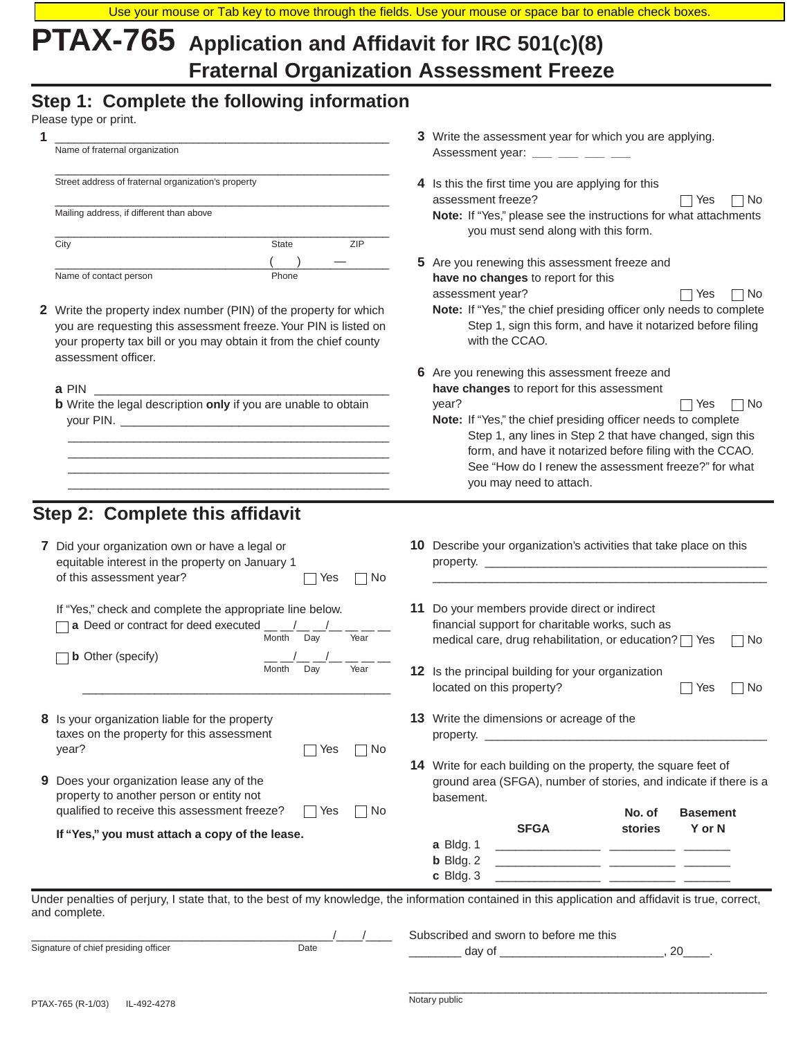Use your mouse or Tab key to move through the fields. Use your mouse or space bar to enable check boxes.

# PTAX-765 Application and Affidavit for IRC 501(c)(8) Fraternal Organization Assessment Freeze

## Step 1: Complete the following information

Please type or print.

**1** _______________________________________________
Name of fraternal organization

_______________________________________________
Street address of fraternal organization's property

_______________________________________________
Mailing address, if different than above

_______________________________________________
City State ZIP

_______________________________ ( ) —
Name of contact person Phone

**2** Write the property index number (PIN) of the property for which you are requesting this assessment freeze. Your PIN is listed on your property tax bill or you may obtain it from the chief county assessment officer.

**a** PIN _______________________________________________

**b** Write the legal description **only** if you are unable to obtain your PIN. _______________________________________________

_______________________________________________

_______________________________________________

_______________________________________________

_______________________________________________

**3** Write the assessment year for which you are applying.
Assessment year: ___ ___ ___ ___

**4** Is this the first time you are applying for this assessment freeze? ☐ Yes ☐ No

**Note:** If "Yes," please see the instructions for what attachments you must send along with this form.

**5** Are you renewing this assessment freeze and **have no changes** to report for this assessment year? ☐ Yes ☐ No

**Note:** If "Yes," the chief presiding officer only needs to complete Step 1, sign this form, and have it notarized before filing with the CCAO.

**6** Are you renewing this assessment freeze and **have changes** to report for this assessment year? ☐ Yes ☐ No

**Note:** If "Yes," the chief presiding officer needs to complete Step 1, any lines in Step 2 that have changed, sign this form, and have it notarized before filing with the CCAO. See "How do I renew the assessment freeze?" for what you may need to attach.

## Step 2: Complete this affidavit

**7** Did your organization own or have a legal or equitable interest in the property on January 1 of this assessment year? ☐ Yes ☐ No

If "Yes," check and complete the appropriate line below.

☐ **a** Deed or contract for deed executed __ __/__ __/__ __ __ __ (Month Day Year)

☐ **b** Other (specify) __ __/__ __/__ __ __ __ (Month Day Year)

_______________________________________________

**8** Is your organization liable for the property taxes on the property for this assessment year? ☐ Yes ☐ No

**9** Does your organization lease any of the property to another person or entity not qualified to receive this assessment freeze? ☐ Yes ☐ No

**If "Yes," you must attach a copy of the lease.**

**10** Describe your organization's activities that take place on this property. _______________________________________________

_______________________________________________

**11** Do your members provide direct or indirect financial support for charitable works, such as medical care, drug rehabilitation, or education? ☐ Yes ☐ No

**12** Is the principal building for your organization located on this property? ☐ Yes ☐ No

**13** Write the dimensions or acreage of the property. _______________________________________________

**14** Write for each building on the property, the square feet of ground area (SFGA), number of stories, and indicate if there is a basement.

| | SFGA | No. of stories | Basement Y or N |
|---|---|---|---|
| **a** Bldg. 1 | ________ | ________ | ______ |
| **b** Bldg. 2 | ________ | ________ | ______ |
| **c** Bldg. 3 | ________ | ________ | ______ |

Under penalties of perjury, I state that, to the best of my knowledge, the information contained in this application and affidavit is true, correct, and complete.

_______________________________________________ ___/___/___
Signature of chief presiding officer Date

Subscribed and sworn to before me this
________ day of ________________________, 20____.

_______________________________________________
Notary public

PTAX-765 (R-1/03) IL-492-4278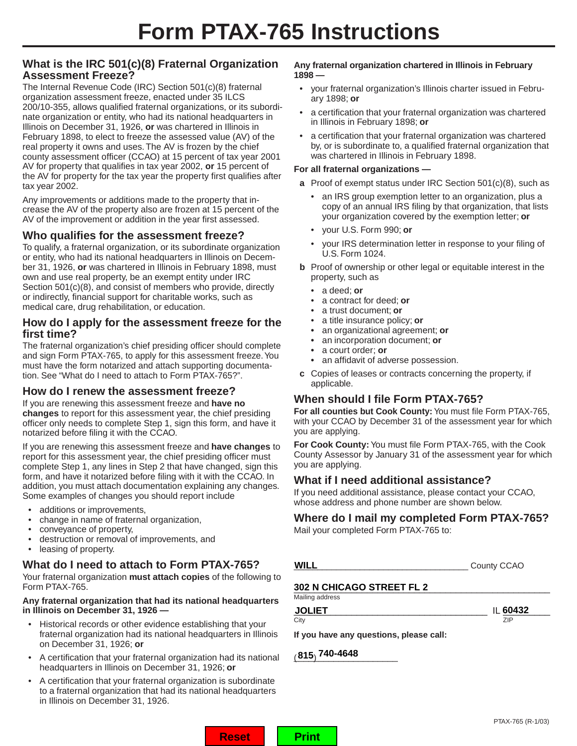# Form PTAX-765 Instructions

## What is the IRC 501(c)(8) Fraternal Organization Assessment Freeze?

The Internal Revenue Code (IRC) Section 501(c)(8) fraternal organization assessment freeze, enacted under 35 ILCS 200/10-355, allows qualified fraternal organizations, or its subordinate organization or entity, who had its national headquarters in Illinois on December 31, 1926, **or** was chartered in Illinois in February 1898, to elect to freeze the assessed value (AV) of the real property it owns and uses. The AV is frozen by the chief county assessment officer (CCAO) at 15 percent of tax year 2001 AV for property that qualifies in tax year 2002, **or** 15 percent of the AV for property for the tax year the property first qualifies after tax year 2002.

Any improvements or additions made to the property that increase the AV of the property also are frozen at 15 percent of the AV of the improvement or addition in the year first assessed.

## Who qualifies for the assessment freeze?

To qualify, a fraternal organization, or its subordinate organization or entity, who had its national headquarters in Illinois on December 31, 1926, **or** was chartered in Illinois in February 1898, must own and use real property, be an exempt entity under IRC Section 501(c)(8), and consist of members who provide, directly or indirectly, financial support for charitable works, such as medical care, drug rehabilitation, or education.

## How do I apply for the assessment freeze for the first time?

The fraternal organization's chief presiding officer should complete and sign Form PTAX-765, to apply for this assessment freeze. You must have the form notarized and attach supporting documentation. See "What do I need to attach to Form PTAX-765?".

## How do I renew the assessment freeze?

If you are renewing this assessment freeze and **have no changes** to report for this assessment year, the chief presiding officer only needs to complete Step 1, sign this form, and have it notarized before filing it with the CCAO.

If you are renewing this assessment freeze and **have changes** to report for this assessment year, the chief presiding officer must complete Step 1, any lines in Step 2 that have changed, sign this form, and have it notarized before filing it with the CCAO. In addition, you must attach documentation explaining any changes. Some examples of changes you should report include

- additions or improvements,
- change in name of fraternal organization,
- conveyance of property,
- destruction or removal of improvements, and
- leasing of property.

## What do I need to attach to Form PTAX-765?

Your fraternal organization **must attach copies** of the following to Form PTAX-765.

**Any fraternal organization that had its national headquarters in Illinois on December 31, 1926 —**

- Historical records or other evidence establishing that your fraternal organization had its national headquarters in Illinois on December 31, 1926; **or**
- A certification that your fraternal organization had its national headquarters in Illinois on December 31, 1926; **or**
- A certification that your fraternal organization is subordinate to a fraternal organization that had its national headquarters in Illinois on December 31, 1926.

**Any fraternal organization chartered in Illinois in February 1898 —**

- your fraternal organization's Illinois charter issued in February 1898; **or**
- a certification that your fraternal organization was chartered in Illinois in February 1898; **or**
- a certification that your fraternal organization was chartered by, or is subordinate to, a qualified fraternal organization that was chartered in Illinois in February 1898.

**For all fraternal organizations —**

**a** Proof of exempt status under IRC Section 501(c)(8), such as

- an IRS group exemption letter to an organization, plus a copy of an annual IRS filing by that organization, that lists your organization covered by the exemption letter; **or**
- your U.S. Form 990; **or**
- your IRS determination letter in response to your filing of U.S. Form 1024.

**b** Proof of ownership or other legal or equitable interest in the property, such as

- a deed; **or**
- a contract for deed; **or**
- a trust document; **or**
- a title insurance policy; **or**
- an organizational agreement; **or**
- an incorporation document; **or**
- a court order; **or**
- an affidavit of adverse possession.

**c** Copies of leases or contracts concerning the property, if applicable.

## When should I file Form PTAX-765?

**For all counties but Cook County:** You must file Form PTAX-765, with your CCAO by December 31 of the assessment year for which you are applying.

**For Cook County:** You must file Form PTAX-765, with the Cook County Assessor by January 31 of the assessment year for which you are applying.

## What if I need additional assistance?

If you need additional assistance, please contact your CCAO, whose address and phone number are shown below.

## Where do I mail my completed Form PTAX-765?

Mail your completed Form PTAX-765 to:

**WILL** County CCAO

**302 N CHICAGO STREET FL 2**
Mailing address

**JOLIET** IL **60432**
City ZIP

**If you have any questions, please call:**

(**815**) **740-4648**

PTAX-765 (R-1/03)

Reset Print